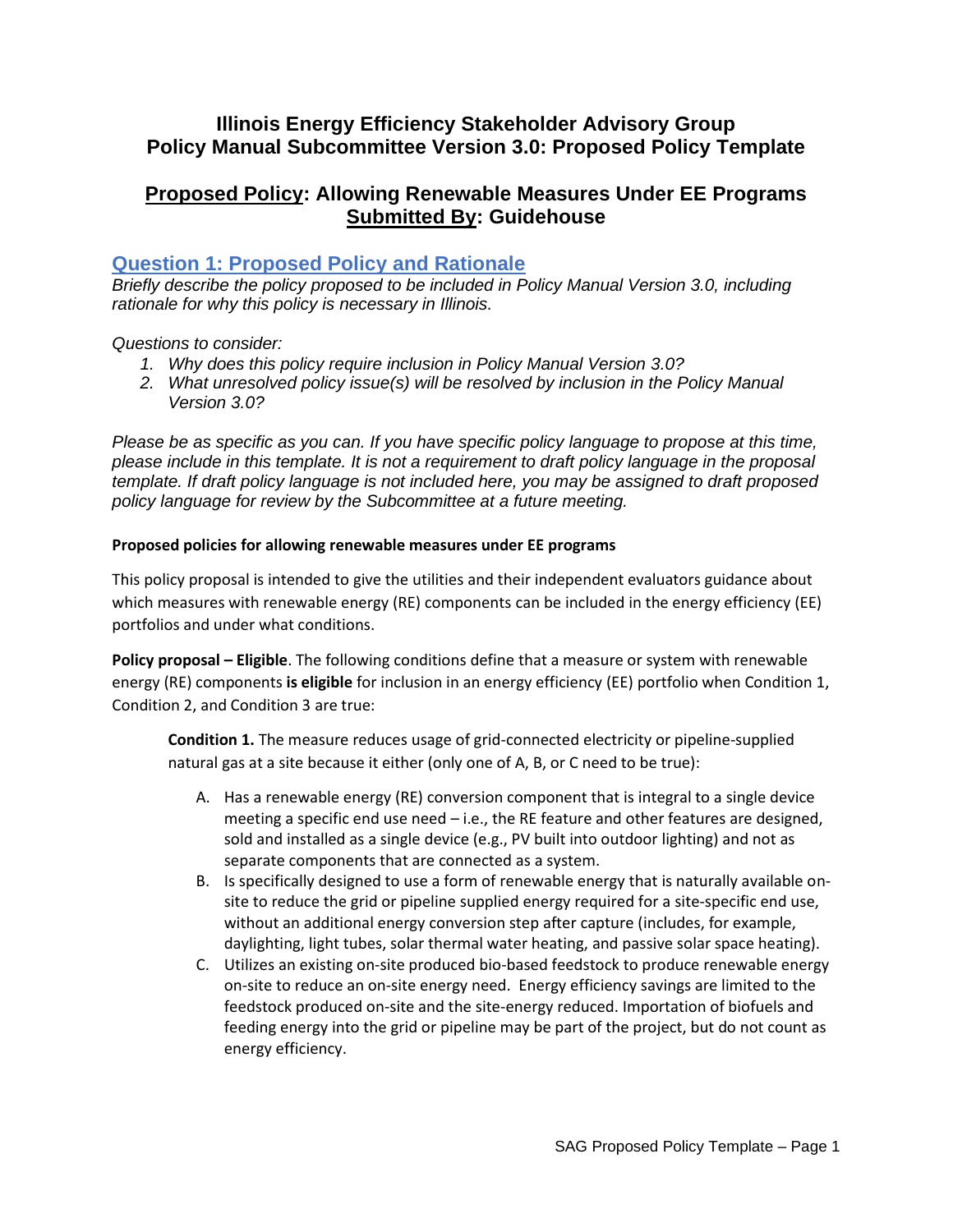# Illinois Energy Efficiency Stakeholder Advisory Group
# Policy Manual Subcommittee Version 3.0: Proposed Policy Template

## Proposed Policy: Allowing Renewable Measures Under EE Programs
## Submitted By: Guidehouse

## Question 1: Proposed Policy and Rationale

*Briefly describe the policy proposed to be included in Policy Manual Version 3.0, including rationale for why this policy is necessary in Illinois.*

*Questions to consider:*

1. *Why does this policy require inclusion in Policy Manual Version 3.0?*
2. *What unresolved policy issue(s) will be resolved by inclusion in the Policy Manual Version 3.0?*

*Please be as specific as you can. If you have specific policy language to propose at this time, please include in this template. It is not a requirement to draft policy language in the proposal template. If draft policy language is not included here, you may be assigned to draft proposed policy language for review by the Subcommittee at a future meeting.*

**Proposed policies for allowing renewable measures under EE programs**

This policy proposal is intended to give the utilities and their independent evaluators guidance about which measures with renewable energy (RE) components can be included in the energy efficiency (EE) portfolios and under what conditions.

**Policy proposal – Eligible**. The following conditions define that a measure or system with renewable energy (RE) components **is eligible** for inclusion in an energy efficiency (EE) portfolio when Condition 1, Condition 2, and Condition 3 are true:

> **Condition 1.** The measure reduces usage of grid-connected electricity or pipeline-supplied natural gas at a site because it either (only one of A, B, or C need to be true):
>
> A. Has a renewable energy (RE) conversion component that is integral to a single device meeting a specific end use need – i.e., the RE feature and other features are designed, sold and installed as a single device (e.g., PV built into outdoor lighting) and not as separate components that are connected as a system.
>
> B. Is specifically designed to use a form of renewable energy that is naturally available on-site to reduce the grid or pipeline supplied energy required for a site-specific end use, without an additional energy conversion step after capture (includes, for example, daylighting, light tubes, solar thermal water heating, and passive solar space heating).
>
> C. Utilizes an existing on-site produced bio-based feedstock to produce renewable energy on-site to reduce an on-site energy need. Energy efficiency savings are limited to the feedstock produced on-site and the site-energy reduced. Importation of biofuels and feeding energy into the grid or pipeline may be part of the project, but do not count as energy efficiency.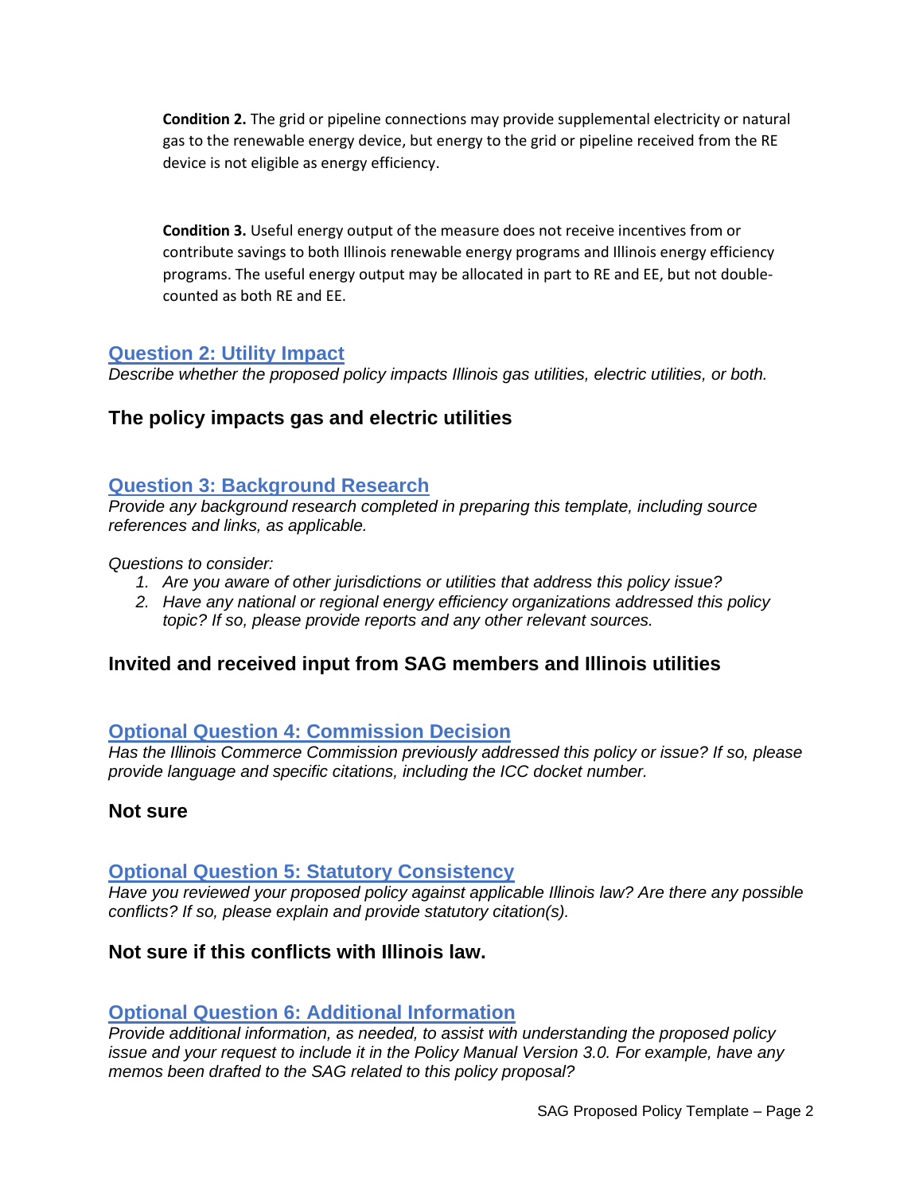**Condition 2.** The grid or pipeline connections may provide supplemental electricity or natural gas to the renewable energy device, but energy to the grid or pipeline received from the RE device is not eligible as energy efficiency.

**Condition 3.** Useful energy output of the measure does not receive incentives from or contribute savings to both Illinois renewable energy programs and Illinois energy efficiency programs. The useful energy output may be allocated in part to RE and EE, but not double-counted as both RE and EE.

## Question 2: Utility Impact

*Describe whether the proposed policy impacts Illinois gas utilities, electric utilities, or both.*

### The policy impacts gas and electric utilities

## Question 3: Background Research

*Provide any background research completed in preparing this template, including source references and links, as applicable.*

*Questions to consider:*

1. *Are you aware of other jurisdictions or utilities that address this policy issue?*
2. *Have any national or regional energy efficiency organizations addressed this policy topic? If so, please provide reports and any other relevant sources.*

### Invited and received input from SAG members and Illinois utilities

## Optional Question 4: Commission Decision

*Has the Illinois Commerce Commission previously addressed this policy or issue? If so, please provide language and specific citations, including the ICC docket number.*

### Not sure

## Optional Question 5: Statutory Consistency

*Have you reviewed your proposed policy against applicable Illinois law? Are there any possible conflicts? If so, please explain and provide statutory citation(s).*

### Not sure if this conflicts with Illinois law.

## Optional Question 6: Additional Information

*Provide additional information, as needed, to assist with understanding the proposed policy issue and your request to include it in the Policy Manual Version 3.0. For example, have any memos been drafted to the SAG related to this policy proposal?*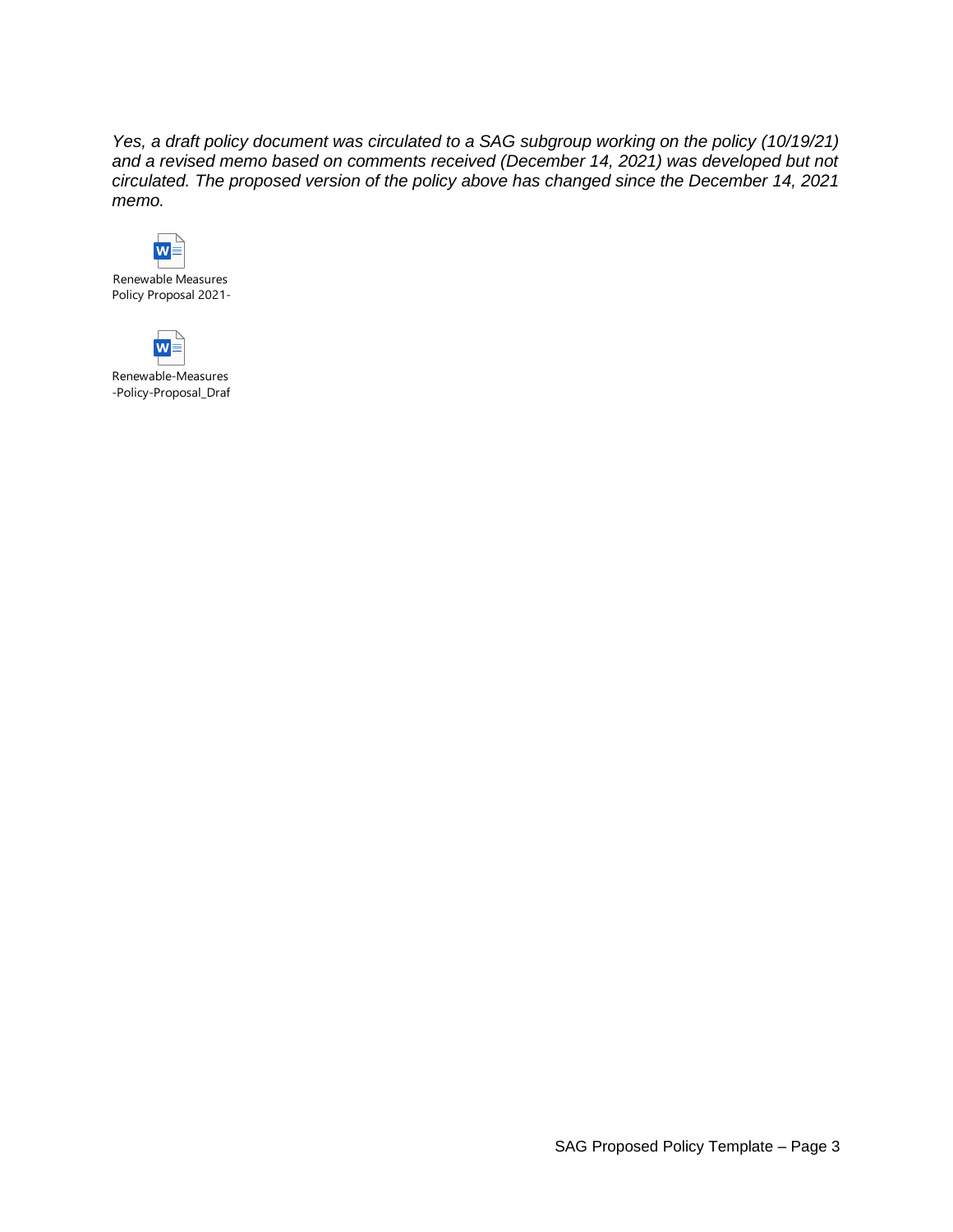*Yes, a draft policy document was circulated to a SAG subgroup working on the policy (10/19/21) and a revised memo based on comments received (December 14, 2021) was developed but not circulated. The proposed version of the policy above has changed since the December 14, 2021 memo.*

Renewable Measures Policy Proposal 2021-

Renewable-Measures-Policy-Proposal_Draf